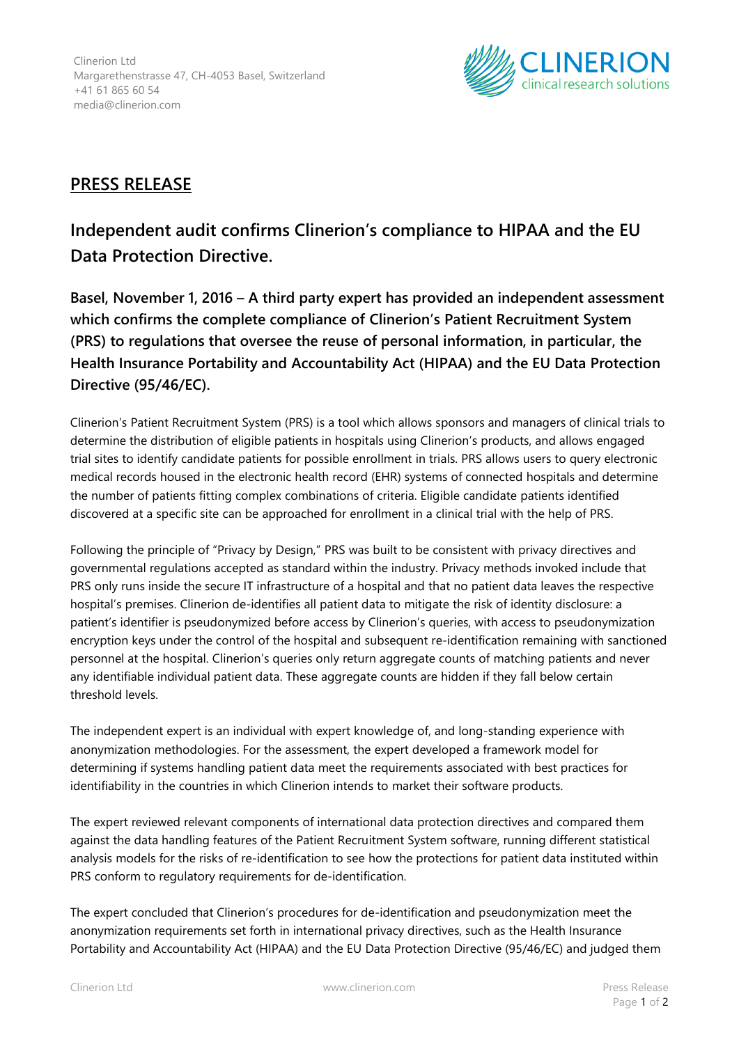Clinerion Ltd
Margarethenstrasse 47, CH-4053 Basel, Switzerland
+41 61 865 60 54
media@clinerion.com

CLINERION
clinical research solutions

## PRESS RELEASE

# Independent audit confirms Clinerion's compliance to HIPAA and the EU Data Protection Directive.

**Basel, November 1, 2016 – A third party expert has provided an independent assessment which confirms the complete compliance of Clinerion's Patient Recruitment System (PRS) to regulations that oversee the reuse of personal information, in particular, the Health Insurance Portability and Accountability Act (HIPAA) and the EU Data Protection Directive (95/46/EC).**

Clinerion's Patient Recruitment System (PRS) is a tool which allows sponsors and managers of clinical trials to determine the distribution of eligible patients in hospitals using Clinerion's products, and allows engaged trial sites to identify candidate patients for possible enrollment in trials. PRS allows users to query electronic medical records housed in the electronic health record (EHR) systems of connected hospitals and determine the number of patients fitting complex combinations of criteria. Eligible candidate patients identified discovered at a specific site can be approached for enrollment in a clinical trial with the help of PRS.

Following the principle of "Privacy by Design," PRS was built to be consistent with privacy directives and governmental regulations accepted as standard within the industry. Privacy methods invoked include that PRS only runs inside the secure IT infrastructure of a hospital and that no patient data leaves the respective hospital's premises. Clinerion de-identifies all patient data to mitigate the risk of identity disclosure: a patient's identifier is pseudonymized before access by Clinerion's queries, with access to pseudonymization encryption keys under the control of the hospital and subsequent re-identification remaining with sanctioned personnel at the hospital. Clinerion's queries only return aggregate counts of matching patients and never any identifiable individual patient data. These aggregate counts are hidden if they fall below certain threshold levels.

The independent expert is an individual with expert knowledge of, and long-standing experience with anonymization methodologies. For the assessment, the expert developed a framework model for determining if systems handling patient data meet the requirements associated with best practices for identifiability in the countries in which Clinerion intends to market their software products.

The expert reviewed relevant components of international data protection directives and compared them against the data handling features of the Patient Recruitment System software, running different statistical analysis models for the risks of re-identification to see how the protections for patient data instituted within PRS conform to regulatory requirements for de-identification.

The expert concluded that Clinerion's procedures for de-identification and pseudonymization meet the anonymization requirements set forth in international privacy directives, such as the Health Insurance Portability and Accountability Act (HIPAA) and the EU Data Protection Directive (95/46/EC) and judged them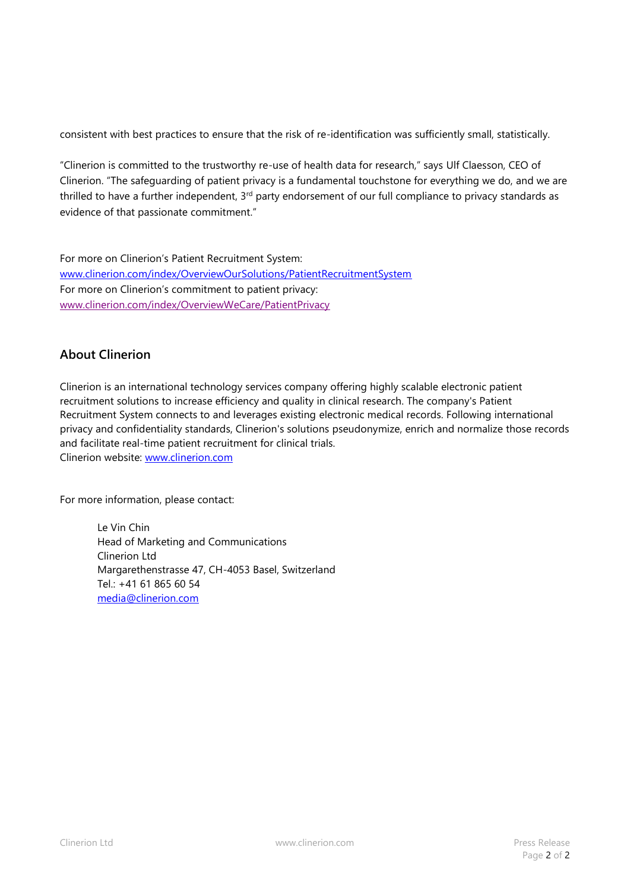consistent with best practices to ensure that the risk of re-identification was sufficiently small, statistically.

"Clinerion is committed to the trustworthy re-use of health data for research," says Ulf Claesson, CEO of Clinerion. "The safeguarding of patient privacy is a fundamental touchstone for everything we do, and we are thrilled to have a further independent, 3rd party endorsement of our full compliance to privacy standards as evidence of that passionate commitment."

For more on Clinerion's Patient Recruitment System:
www.clinerion.com/index/OverviewOurSolutions/PatientRecruitmentSystem
For more on Clinerion's commitment to patient privacy:
www.clinerion.com/index/OverviewWeCare/PatientPrivacy

## About Clinerion

Clinerion is an international technology services company offering highly scalable electronic patient recruitment solutions to increase efficiency and quality in clinical research. The company's Patient Recruitment System connects to and leverages existing electronic medical records. Following international privacy and confidentiality standards, Clinerion's solutions pseudonymize, enrich and normalize those records and facilitate real-time patient recruitment for clinical trials.
Clinerion website: www.clinerion.com

For more information, please contact:

Le Vin Chin
Head of Marketing and Communications
Clinerion Ltd
Margarethenstrasse 47, CH-4053 Basel, Switzerland
Tel.: +41 61 865 60 54
media@clinerion.com